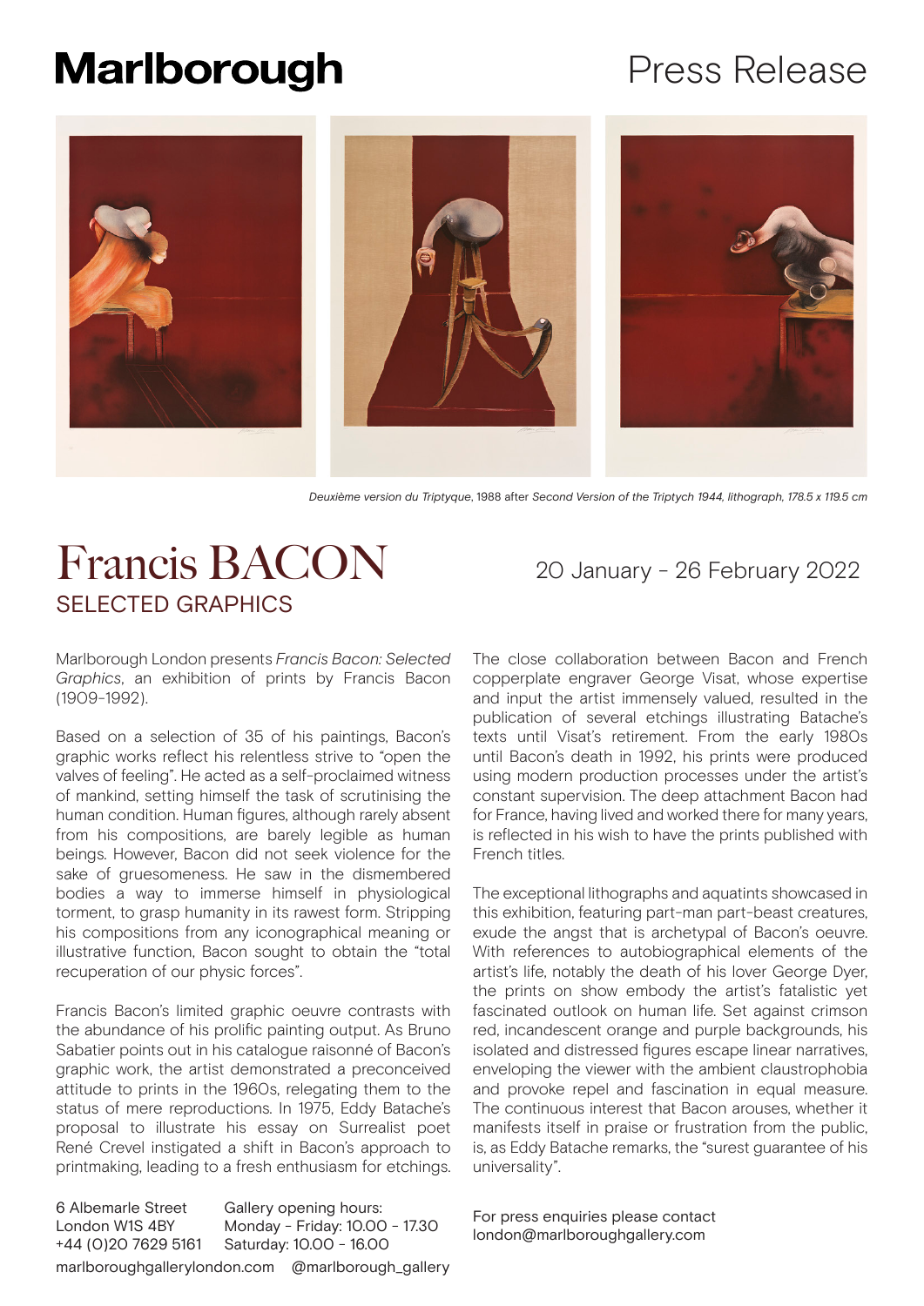Marlborough

Press Release

*Deuxième version du Triptyque*, 1988 after *Second Version of the Triptych 1944, lithograph, 178.5 x 119.5 cm*

# Francis BACON

## SELECTED GRAPHICS

20 January - 26 February 2022

Marlborough London presents *Francis Bacon: Selected Graphics*, an exhibition of prints by Francis Bacon (1909-1992).

Based on a selection of 35 of his paintings, Bacon's graphic works reflect his relentless strive to "open the valves of feeling". He acted as a self-proclaimed witness of mankind, setting himself the task of scrutinising the human condition. Human figures, although rarely absent from his compositions, are barely legible as human beings. However, Bacon did not seek violence for the sake of gruesomeness. He saw in the dismembered bodies a way to immerse himself in physiological torment, to grasp humanity in its rawest form. Stripping his compositions from any iconographical meaning or illustrative function, Bacon sought to obtain the "total recuperation of our physic forces".

Francis Bacon's limited graphic oeuvre contrasts with the abundance of his prolific painting output. As Bruno Sabatier points out in his catalogue raisonné of Bacon's graphic work, the artist demonstrated a preconceived attitude to prints in the 1960s, relegating them to the status of mere reproductions. In 1975, Eddy Batache's proposal to illustrate his essay on Surrealist poet René Crevel instigated a shift in Bacon's approach to printmaking, leading to a fresh enthusiasm for etchings.

The close collaboration between Bacon and French copperplate engraver George Visat, whose expertise and input the artist immensely valued, resulted in the publication of several etchings illustrating Batache's texts until Visat's retirement. From the early 1980s until Bacon's death in 1992, his prints were produced using modern production processes under the artist's constant supervision. The deep attachment Bacon had for France, having lived and worked there for many years, is reflected in his wish to have the prints published with French titles.

The exceptional lithographs and aquatints showcased in this exhibition, featuring part-man part-beast creatures, exude the angst that is archetypal of Bacon's oeuvre. With references to autobiographical elements of the artist's life, notably the death of his lover George Dyer, the prints on show embody the artist's fatalistic yet fascinated outlook on human life. Set against crimson red, incandescent orange and purple backgrounds, his isolated and distressed figures escape linear narratives, enveloping the viewer with the ambient claustrophobia and provoke repel and fascination in equal measure. The continuous interest that Bacon arouses, whether it manifests itself in praise or frustration from the public, is, as Eddy Batache remarks, the "surest guarantee of his universality".

6 Albemarle Street
London W1S 4BY
+44 (0)20 7629 5161

Gallery opening hours:
Monday - Friday: 10.00 - 17.30
Saturday: 10.00 - 16.00

marlboroughgallerylondon.com @marlborough_gallery

For press enquiries please contact
london@marlboroughgallery.com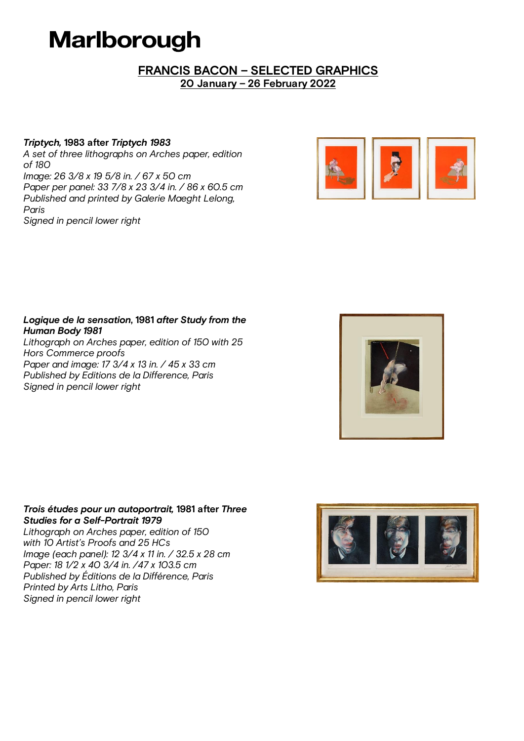# Marlborough

## FRANCIS BACON – SELECTED GRAPHICS
**20 January – 26 February 2022**

***Triptych,* 1983 after *Triptych 1983***
*A set of three lithographs on Arches paper, edition of 180*
*Image: 26 3/8 x 19 5/8 in. / 67 x 50 cm*
*Paper per panel: 33 7/8 x 23 3/4 in. / 86 x 60.5 cm*
*Published and printed by Galerie Maeght Lelong, Paris*
*Signed in pencil lower right*

***Logique de la sensation*, 1981 *after Study from the Human Body 1981***
*Lithograph on Arches paper, edition of 150 with 25 Hors Commerce proofs*
*Paper and image: 17 3/4 x 13 in. / 45 x 33 cm*
*Published by Editions de la Difference, Paris*
*Signed in pencil lower right*

***Trois études pour un autoportrait,* 1981 after *Three Studies for a Self-Portrait 1979***
*Lithograph on Arches paper, edition of 150 with 10 Artist's Proofs and 25 HCs*
*Image (each panel): 12 3/4 x 11 in. / 32.5 x 28 cm*
*Paper: 18 1/2 x 40 3/4 in. /47 x 103.5 cm*
*Published by Éditions de la Différence, Paris*
*Printed by Arts Litho, Paris*
*Signed in pencil lower right*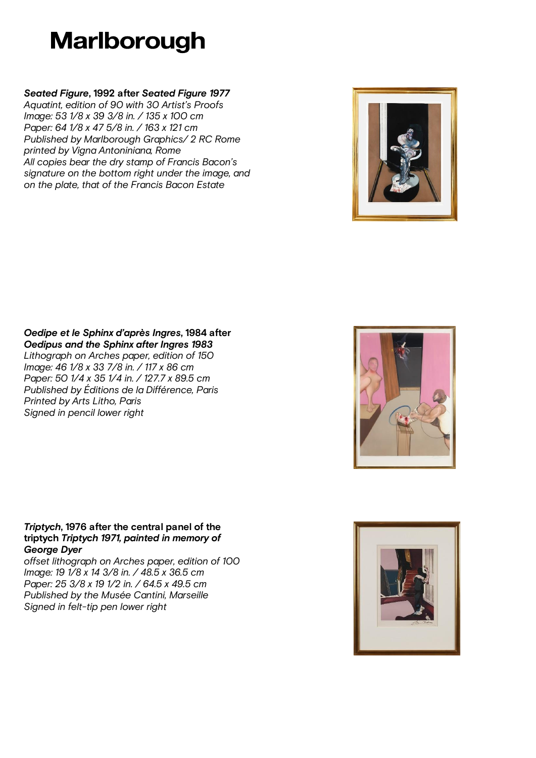# Marlborough

***Seated Figure*, 1992 after *Seated Figure 1977***
*Aquatint, edition of 90 with 30 Artist's Proofs*
*Image: 53 1/8 x 39 3/8 in. / 135 x 100 cm*
*Paper: 64 1/8 x 47 5/8 in. / 163 x 121 cm*
*Published by Marlborough Graphics/ 2 RC Rome*
*printed by Vigna Antoniniana, Rome*
*All copies bear the dry stamp of Francis Bacon's signature on the bottom right under the image, and on the plate, that of the Francis Bacon Estate*

***Oedipe et le Sphinx d'après Ingres*, 1984 after *Oedipus and the Sphinx after Ingres 1983***
*Lithograph on Arches paper, edition of 150*
*Image: 46 1/8 x 33 7/8 in. / 117 x 86 cm*
*Paper: 50 1/4 x 35 1/4 in. / 127.7 x 89.5 cm*
*Published by Éditions de la Différence, Paris*
*Printed by Arts Litho, Paris*
*Signed in pencil lower right*

***Triptych*, 1976 after the central panel of the triptych *Triptych 1971, painted in memory of George Dyer***
*offset lithograph on Arches paper, edition of 100*
*Image: 19 1/8 x 14 3/8 in. / 48.5 x 36.5 cm*
*Paper: 25 3/8 x 19 1/2 in. / 64.5 x 49.5 cm*
*Published by the Musée Cantini, Marseille*
*Signed in felt-tip pen lower right*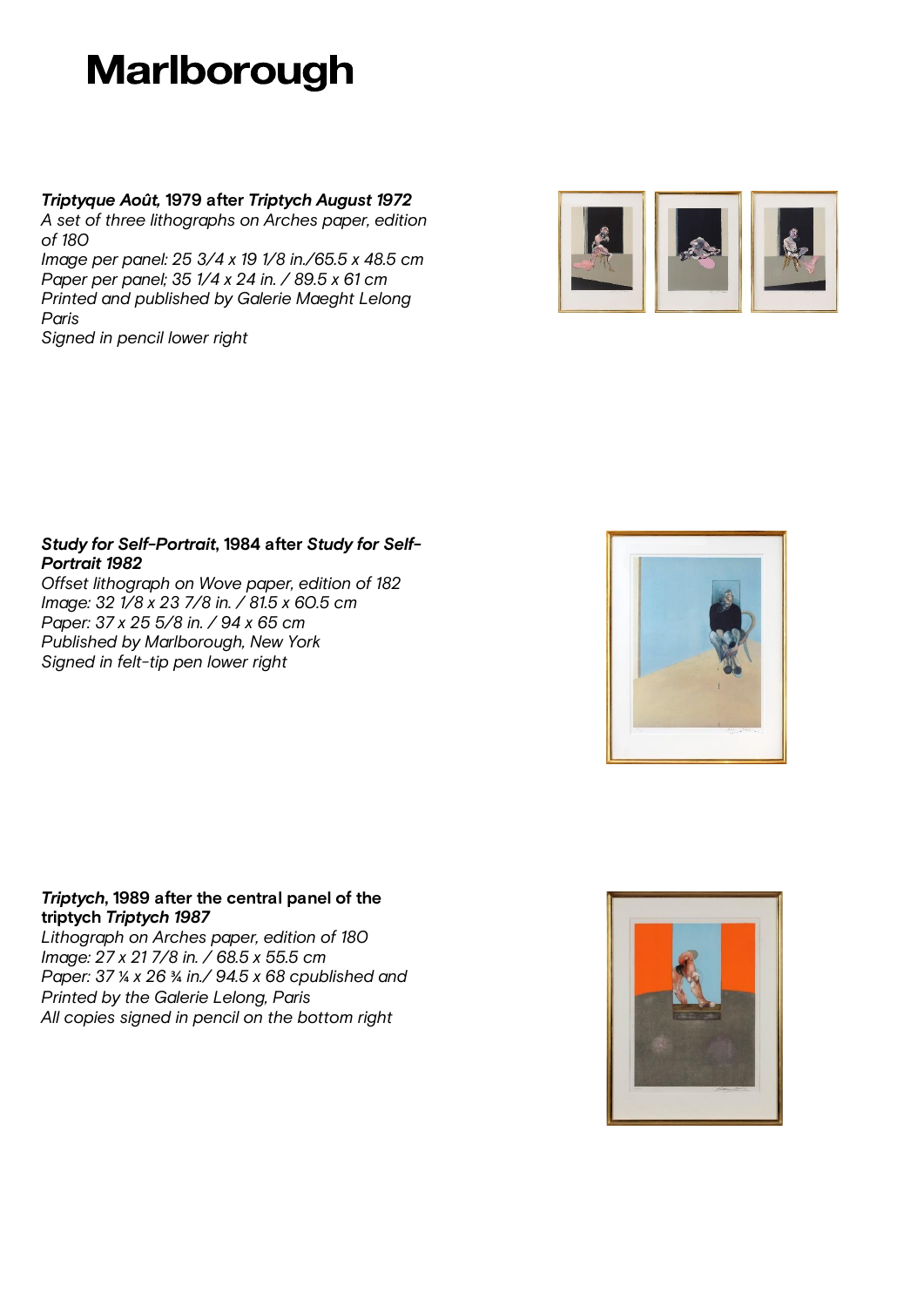# Marlborough

***Triptyque Août,*** **1979 after *Triptych August 1972***
*A set of three lithographs on Arches paper, edition of 180*
*Image per panel: 25 3/4 x 19 1/8 in./65.5 x 48.5 cm*
*Paper per panel; 35 1/4 x 24 in. / 89.5 x 61 cm*
*Printed and published by Galerie Maeght Lelong Paris*
*Signed in pencil lower right*

***Study for Self-Portrait*, 1984 after *Study for Self-Portrait 1982***
*Offset lithograph on Wove paper, edition of 182*
*Image: 32 1/8 x 23 7/8 in. / 81.5 x 60.5 cm*
*Paper: 37 x 25 5/8 in. / 94 x 65 cm*
*Published by Marlborough, New York*
*Signed in felt-tip pen lower right*

***Triptych*, 1989 after the central panel of the triptych *Triptych 1987***
*Lithograph on Arches paper, edition of 180*
*Image: 27 x 21 7/8 in. / 68.5 x 55.5 cm*
*Paper: 37 ¼ x 26 ¾ in./ 94.5 x 68 cpublished and Printed by the Galerie Lelong, Paris*
*All copies signed in pencil on the bottom right*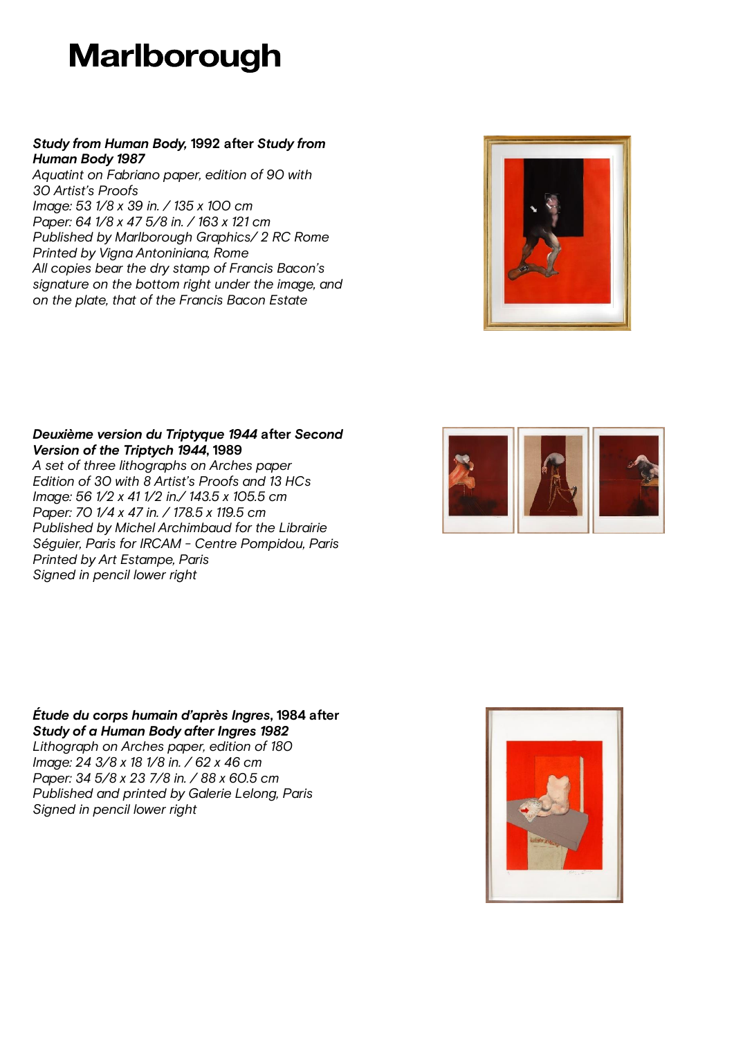# Marlborough

***Study from Human Body,* 1992 after *Study from Human Body 1987***
*Aquatint on Fabriano paper, edition of 90 with 30 Artist's Proofs*
*Image: 53 1/8 x 39 in. / 135 x 100 cm*
*Paper: 64 1/8 x 47 5/8 in. / 163 x 121 cm*
*Published by Marlborough Graphics/ 2 RC Rome*
*Printed by Vigna Antoniniana, Rome*
*All copies bear the dry stamp of Francis Bacon's signature on the bottom right under the image, and on the plate, that of the Francis Bacon Estate*

***Deuxième version du Triptyque 1944* after *Second Version of the Triptych 1944*, 1989**
*A set of three lithographs on Arches paper*
*Edition of 30 with 8 Artist's Proofs and 13 HCs*
*Image: 56 1/2 x 41 1/2 in./ 143.5 x 105.5 cm*
*Paper: 70 1/4 x 47 in. / 178.5 x 119.5 cm*
*Published by Michel Archimbaud for the Librairie Séguier, Paris for IRCAM - Centre Pompidou, Paris*
*Printed by Art Estampe, Paris*
*Signed in pencil lower right*

***Étude du corps humain d'après Ingres*, 1984 after *Study of a Human Body after Ingres 1982***
*Lithograph on Arches paper, edition of 180*
*Image: 24 3/8 x 18 1/8 in. / 62 x 46 cm*
*Paper: 34 5/8 x 23 7/8 in. / 88 x 60.5 cm*
*Published and printed by Galerie Lelong, Paris*
*Signed in pencil lower right*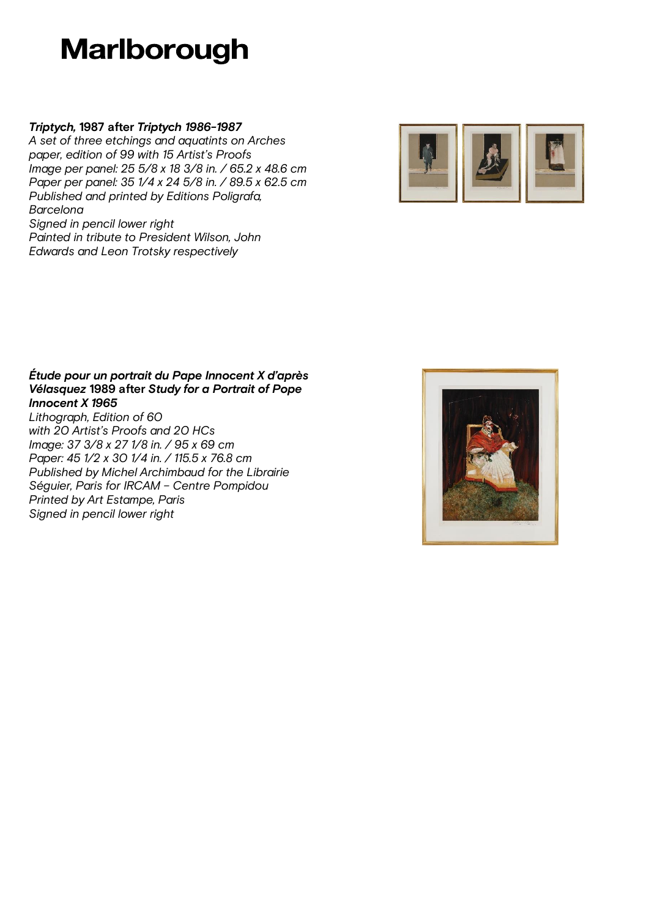# Marlborough

***Triptych,* 1987 after *Triptych 1986-1987***
*A set of three etchings and aquatints on Arches paper, edition of 99 with 15 Artist's Proofs*
*Image per panel: 25 5/8 x 18 3/8 in. / 65.2 x 48.6 cm*
*Paper per panel: 35 1/4 x 24 5/8 in. / 89.5 x 62.5 cm*
*Published and printed by Editions Poligrafa, Barcelona*
*Signed in pencil lower right*
*Painted in tribute to President Wilson, John Edwards and Leon Trotsky respectively*

***Étude pour un portrait du Pape Innocent X d'après Vélasquez* 1989 after *Study for a Portrait of Pope Innocent X 1965***
*Lithograph, Edition of 60*
*with 20 Artist's Proofs and 20 HCs*
*Image: 37 3/8 x 27 1/8 in. / 95 x 69 cm*
*Paper: 45 1/2 x 30 1/4 in. / 115.5 x 76.8 cm*
*Published by Michel Archimbaud for the Librairie Séguier, Paris for IRCAM – Centre Pompidou*
*Printed by Art Estampe, Paris*
*Signed in pencil lower right*